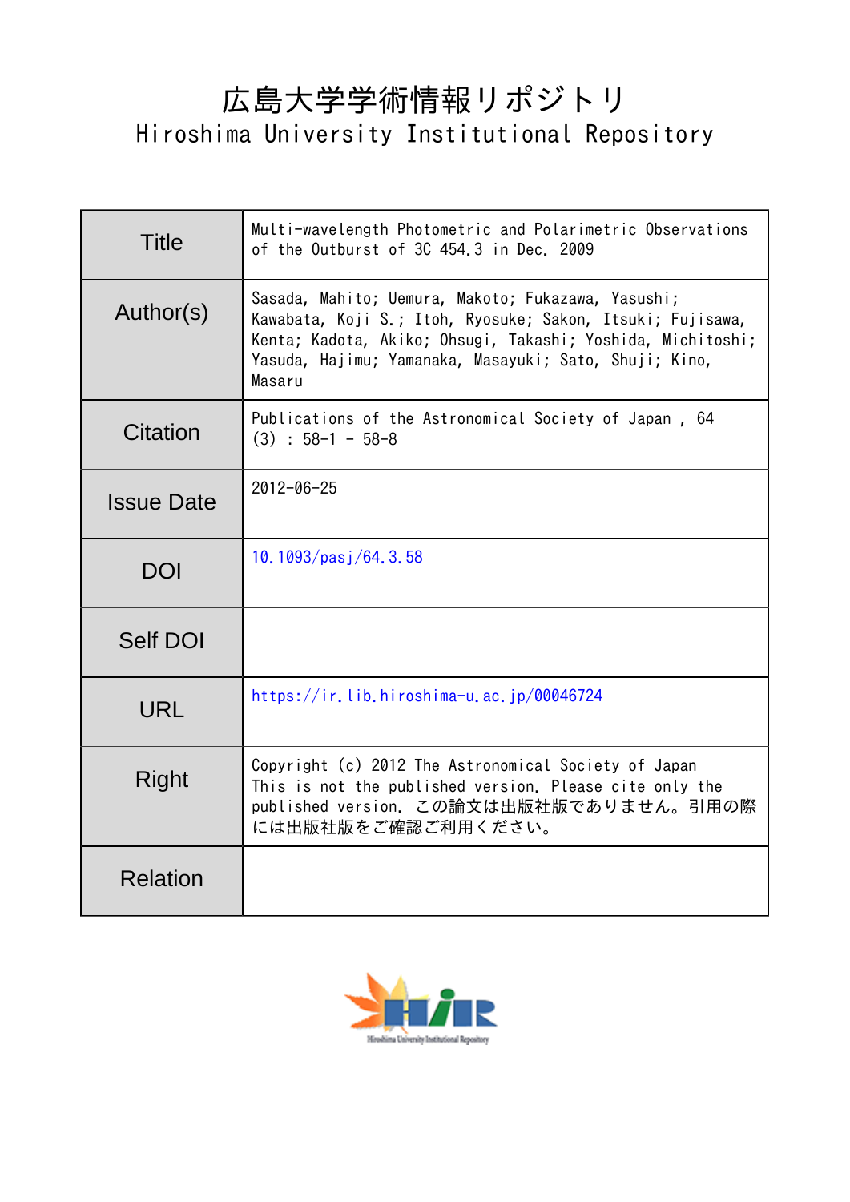# 広島大学学術情報リポジトリ
Hiroshima University Institutional Repository

| | |
|---|---|
| Title | Multi-wavelength Photometric and Polarimetric Observations of the Outburst of 3C 454.3 in Dec. 2009 |
| Author(s) | Sasada, Mahito; Uemura, Makoto; Fukazawa, Yasushi; Kawabata, Koji S.; Itoh, Ryosuke; Sakon, Itsuki; Fujisawa, Kenta; Kadota, Akiko; Ohsugi, Takashi; Yoshida, Michitoshi; Yasuda, Hajimu; Yamanaka, Masayuki; Sato, Shuji; Kino, Masaru |
| Citation | Publications of the Astronomical Society of Japan , 64 (3) : 58-1 - 58-8 |
| Issue Date | 2012-06-25 |
| DOI | 10.1093/pasj/64.3.58 |
| Self DOI | |
| URL | https://ir.lib.hiroshima-u.ac.jp/00046724 |
| Right | Copyright (c) 2012 The Astronomical Society of Japan This is not the published version. Please cite only the published version. この論文は出版社版でありません。引用の際には出版社版をご確認ご利用ください。 |
| Relation | |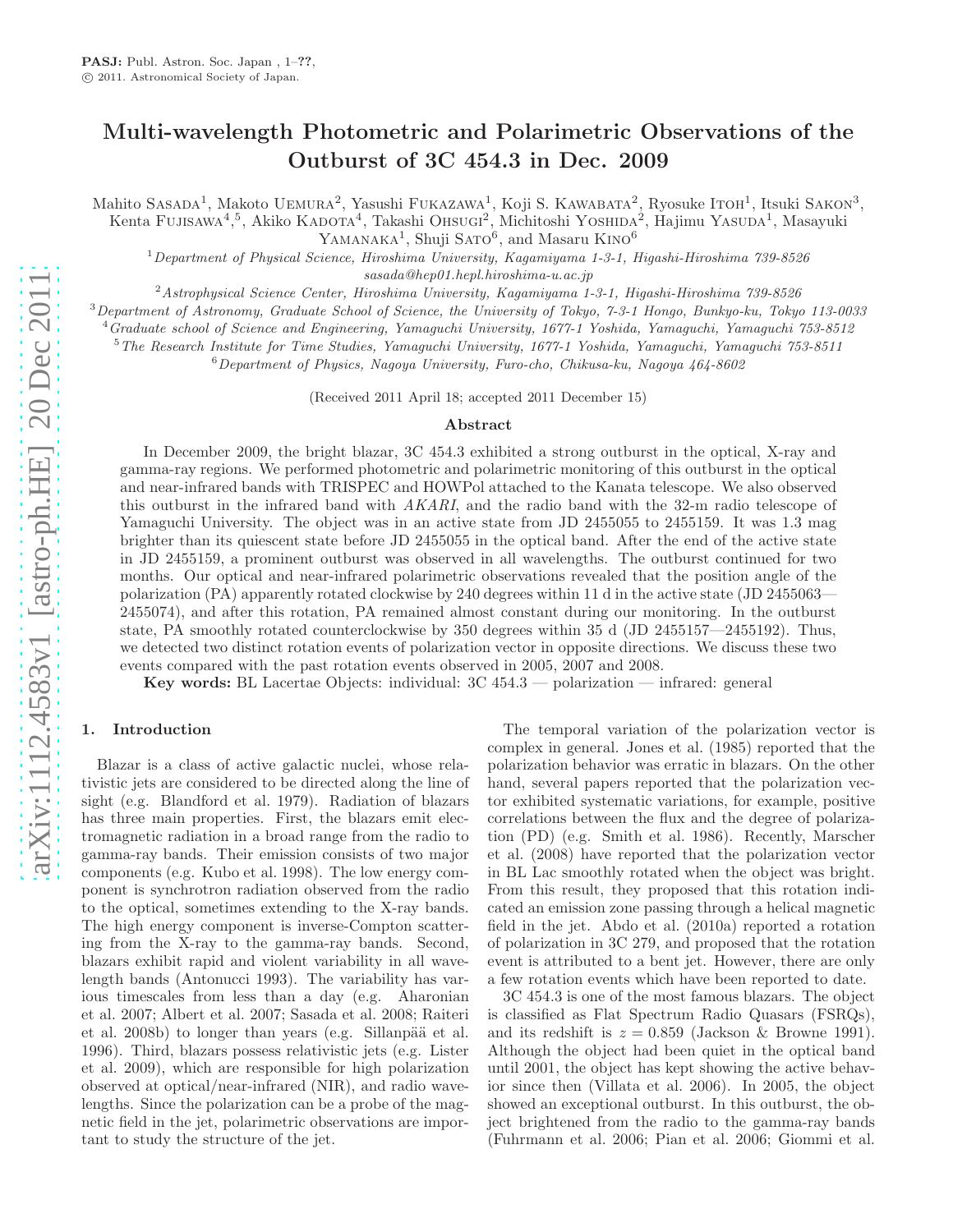# Multi-wavelength Photometric and Polarimetric Observations of the Outburst of 3C 454.3 in Dec. 2009

Mahito Sasada[1], Makoto Uemura[2], Yasushi Fukazawa[1], Koji S. Kawabata[2], Ryosuke Itoh[1], Itsuki Sakon[3], Kenta Fujisawa[4,5], Akiko Kadota[4], Takashi Ohsugi[2], Michitoshi Yoshida[2], Hajimu Yasuda[1], Masayuki Yamanaka[1], Shuji Sato[6], and Masaru Kino[6]

[1]*Department of Physical Science, Hiroshima University, Kagamiyama 1-3-1, Higashi-Hiroshima 739-8526*
*sasada@hep01.hepl.hiroshima-u.ac.jp*
[2]*Astrophysical Science Center, Hiroshima University, Kagamiyama 1-3-1, Higashi-Hiroshima 739-8526*
[3]*Department of Astronomy, Graduate School of Science, the University of Tokyo, 7-3-1 Hongo, Bunkyo-ku, Tokyo 113-0033*
[4]*Graduate school of Science and Engineering, Yamaguchi University, 1677-1 Yoshida, Yamaguchi, Yamaguchi 753-8512*
[5]*The Research Institute for Time Studies, Yamaguchi University, 1677-1 Yoshida, Yamaguchi, Yamaguchi 753-8511*
[6]*Department of Physics, Nagoya University, Furo-cho, Chikusa-ku, Nagoya 464-8602*

(Received 2011 April 18; accepted 2011 December 15)

## Abstract

In December 2009, the bright blazar, 3C 454.3 exhibited a strong outburst in the optical, X-ray and gamma-ray regions. We performed photometric and polarimetric monitoring of this outburst in the optical and near-infrared bands with TRISPEC and HOWPol attached to the Kanata telescope. We also observed this outburst in the infrared band with *AKARI*, and the radio band with the 32-m radio telescope of Yamaguchi University. The object was in an active state from JD 2455055 to 2455159. It was 1.3 mag brighter than its quiescent state before JD 2455055 in the optical band. After the end of the active state in JD 2455159, a prominent outburst was observed in all wavelengths. The outburst continued for two months. Our optical and near-infrared polarimetric observations revealed that the position angle of the polarization (PA) apparently rotated clockwise by 240 degrees within 11 d in the active state (JD 2455063—2455074), and after this rotation, PA remained almost constant during our monitoring. In the outburst state, PA smoothly rotated counterclockwise by 350 degrees within 35 d (JD 2455157—2455192). Thus, we detected two distinct rotation events of polarization vector in opposite directions. We discuss these two events compared with the past rotation events observed in 2005, 2007 and 2008.

**Key words:** BL Lacertae Objects: individual: 3C 454.3 — polarization — infrared: general

## 1. Introduction

Blazar is a class of active galactic nuclei, whose relativistic jets are considered to be directed along the line of sight (e.g. Blandford et al. 1979). Radiation of blazars has three main properties. First, the blazars emit electromagnetic radiation in a broad range from the radio to gamma-ray bands. Their emission consists of two major components (e.g. Kubo et al. 1998). The low energy component is synchrotron radiation observed from the radio to the optical, sometimes extending to the X-ray bands. The high energy component is inverse-Compton scattering from the X-ray to the gamma-ray bands. Second, blazars exhibit rapid and violent variability in all wavelength bands (Antonucci 1993). The variability has various timescales from less than a day (e.g. Aharonian et al. 2007; Albert et al. 2007; Sasada et al. 2008; Raiteri et al. 2008b) to longer than years (e.g. Sillanpää et al. 1996). Third, blazars possess relativistic jets (e.g. Lister et al. 2009), which are responsible for high polarization observed at optical/near-infrared (NIR), and radio wavelengths. Since the polarization can be a probe of the magnetic field in the jet, polarimetric observations are important to study the structure of the jet.

The temporal variation of the polarization vector is complex in general. Jones et al. (1985) reported that the polarization behavior was erratic in blazars. On the other hand, several papers reported that the polarization vector exhibited systematic variations, for example, positive correlations between the flux and the degree of polarization (PD) (e.g. Smith et al. 1986). Recently, Marscher et al. (2008) have reported that the polarization vector in BL Lac smoothly rotated when the object was bright. From this result, they proposed that this rotation indicated an emission zone passing through a helical magnetic field in the jet. Abdo et al. (2010a) reported a rotation of polarization in 3C 279, and proposed that the rotation event is attributed to a bent jet. However, there are only a few rotation events which have been reported to date.

3C 454.3 is one of the most famous blazars. The object is classified as Flat Spectrum Radio Quasars (FSRQs), and its redshift is $z = 0.859$ (Jackson & Browne 1991). Although the object had been quiet in the optical band until 2001, the object has kept showing the active behavior since then (Villata et al. 2006). In 2005, the object showed an exceptional outburst. In this outburst, the object brightened from the radio to the gamma-ray bands (Fuhrmann et al. 2006; Pian et al. 2006; Giommi et al.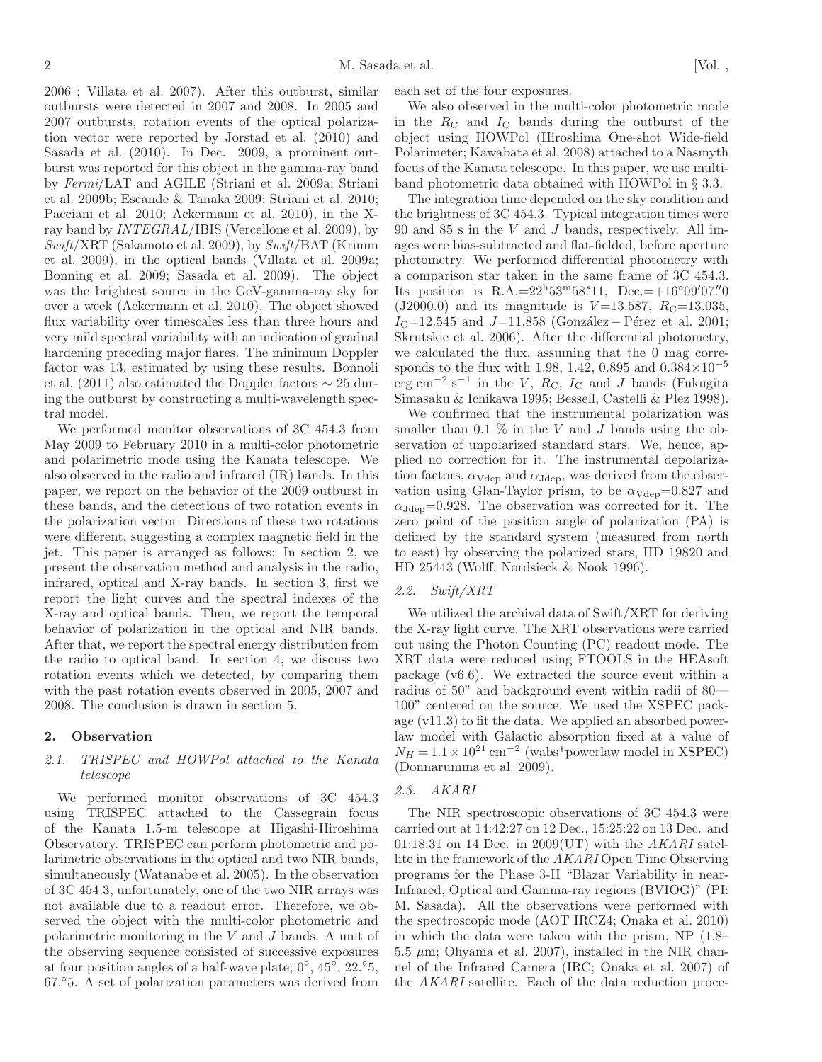2006 ; Villata et al. 2007). After this outburst, similar outbursts were detected in 2007 and 2008. In 2005 and 2007 outbursts, rotation events of the optical polarization vector were reported by Jorstad et al. (2010) and Sasada et al. (2010). In Dec. 2009, a prominent outburst was reported for this object in the gamma-ray band by *Fermi*/LAT and AGILE (Striani et al. 2009a; Striani et al. 2009b; Escande & Tanaka 2009; Striani et al. 2010; Pacciani et al. 2010; Ackermann et al. 2010), in the X-ray band by *INTEGRAL*/IBIS (Vercellone et al. 2009), by *Swift*/XRT (Sakamoto et al. 2009), by *Swift*/BAT (Krimm et al. 2009), in the optical bands (Villata et al. 2009a; Bonning et al. 2009; Sasada et al. 2009). The object was the brightest source in the GeV-gamma-ray sky for over a week (Ackermann et al. 2010). The object showed flux variability over timescales less than three hours and very mild spectral variability with an indication of gradual hardening preceding major flares. The minimum Doppler factor was 13, estimated by using these results. Bonnoli et al. (2011) also estimated the Doppler factors $\sim 25$ during the outburst by constructing a multi-wavelength spectral model.

We performed monitor observations of 3C 454.3 from May 2009 to February 2010 in a multi-color photometric and polarimetric mode using the Kanata telescope. We also observed in the radio and infrared (IR) bands. In this paper, we report on the behavior of the 2009 outburst in these bands, and the detections of two rotation events in the polarization vector. Directions of these two rotations were different, suggesting a complex magnetic field in the jet. This paper is arranged as follows: In section 2, we present the observation method and analysis in the radio, infrared, optical and X-ray bands. In section 3, first we report the light curves and the spectral indexes of the X-ray and optical bands. Then, we report the temporal behavior of polarization in the optical and NIR bands. After that, we report the spectral energy distribution from the radio to optical band. In section 4, we discuss two rotation events which we detected, by comparing them with the past rotation events observed in 2005, 2007 and 2008. The conclusion is drawn in section 5.

## 2. Observation

### 2.1. TRISPEC and HOWPol attached to the Kanata telescope

We performed monitor observations of 3C 454.3 using TRISPEC attached to the Cassegrain focus of the Kanata 1.5-m telescope at Higashi-Hiroshima Observatory. TRISPEC can perform photometric and polarimetric observations in the optical and two NIR bands, simultaneously (Watanabe et al. 2005). In the observation of 3C 454.3, unfortunately, one of the two NIR arrays was not available due to a readout error. Therefore, we observed the object with the multi-color photometric and polarimetric monitoring in the $V$ and $J$ bands. A unit of the observing sequence consisted of successive exposures at four position angles of a half-wave plate; $0^\circ$, $45^\circ$, $22.^\circ5$, $67.^\circ5$. A set of polarization parameters was derived from each set of the four exposures.

We also observed in the multi-color photometric mode in the $R_{\rm C}$ and $I_{\rm C}$ bands during the outburst of the object using HOWPol (Hiroshima One-shot Wide-field Polarimeter; Kawabata et al. 2008) attached to a Nasmyth focus of the Kanata telescope. In this paper, we use multi-band photometric data obtained with HOWPol in § 3.3.

The integration time depended on the sky condition and the brightness of 3C 454.3. Typical integration times were 90 and 85 s in the $V$ and $J$ bands, respectively. All images were bias-subtracted and flat-fielded, before aperture photometry. We performed differential photometry with a comparison star taken in the same frame of 3C 454.3. Its position is R.A.$=22^{\rm h}53^{\rm m}58^{\rm s}\!.11$, Dec.$=+16^\circ09'07''\!.0$ (J2000.0) and its magnitude is $V$=13.587, $R_{\rm C}$=13.035, $I_{\rm C}$=12.545 and $J$=11.858 (González – Pérez et al. 2001; Skrutskie et al. 2006). After the differential photometry, we calculated the flux, assuming that the 0 mag corresponds to the flux with 1.98, 1.42, 0.895 and $0.384\times10^{-5}$ erg cm$^{-2}$ s$^{-1}$ in the $V$, $R_{\rm C}$, $I_{\rm C}$ and $J$ bands (Fukugita Simasaku & Ichikawa 1995; Bessell, Castelli & Plez 1998).

We confirmed that the instrumental polarization was smaller than 0.1 % in the $V$ and $J$ bands using the observation of unpolarized standard stars. We, hence, applied no correction for it. The instrumental depolarization factors, $\alpha_{\rm Vdep}$ and $\alpha_{\rm Jdep}$, was derived from the observation using Glan-Taylor prism, to be $\alpha_{\rm Vdep}$=0.827 and $\alpha_{\rm Jdep}$=0.928. The observation was corrected for it. The zero point of the position angle of polarization (PA) is defined by the standard system (measured from north to east) by observing the polarized stars, HD 19820 and HD 25443 (Wolff, Nordsieck & Nook 1996).

### 2.2. Swift/XRT

We utilized the archival data of Swift/XRT for deriving the X-ray light curve. The XRT observations were carried out using the Photon Counting (PC) readout mode. The XRT data were reduced using FTOOLS in the HEAsoft package (v6.6). We extracted the source event within a radius of 50" and background event within radii of 80—100" centered on the source. We used the XSPEC package (v11.3) to fit the data. We applied an absorbed power-law model with Galactic absorption fixed at a value of $N_H = 1.1\times10^{21}$ cm$^{-2}$ (wabs*powerlaw model in XSPEC) (Donnarumma et al. 2009).

### 2.3. AKARI

The NIR spectroscopic observations of 3C 454.3 were carried out at 14:42:27 on 12 Dec., 15:25:22 on 13 Dec. and 01:18:31 on 14 Dec. in 2009(UT) with the *AKARI* satellite in the framework of the *AKARI* Open Time Observing programs for the Phase 3-II "Blazar Variability in near-Infrared, Optical and Gamma-ray regions (BVIOG)" (PI: M. Sasada). All the observations were performed with the spectroscopic mode (AOT IRCZ4; Onaka et al. 2010) in which the data were taken with the prism, NP (1.8–5.5 $\mu$m; Ohyama et al. 2007), installed in the NIR channel of the Infrared Camera (IRC; Onaka et al. 2007) of the *AKARI* satellite. Each of the data reduction proce-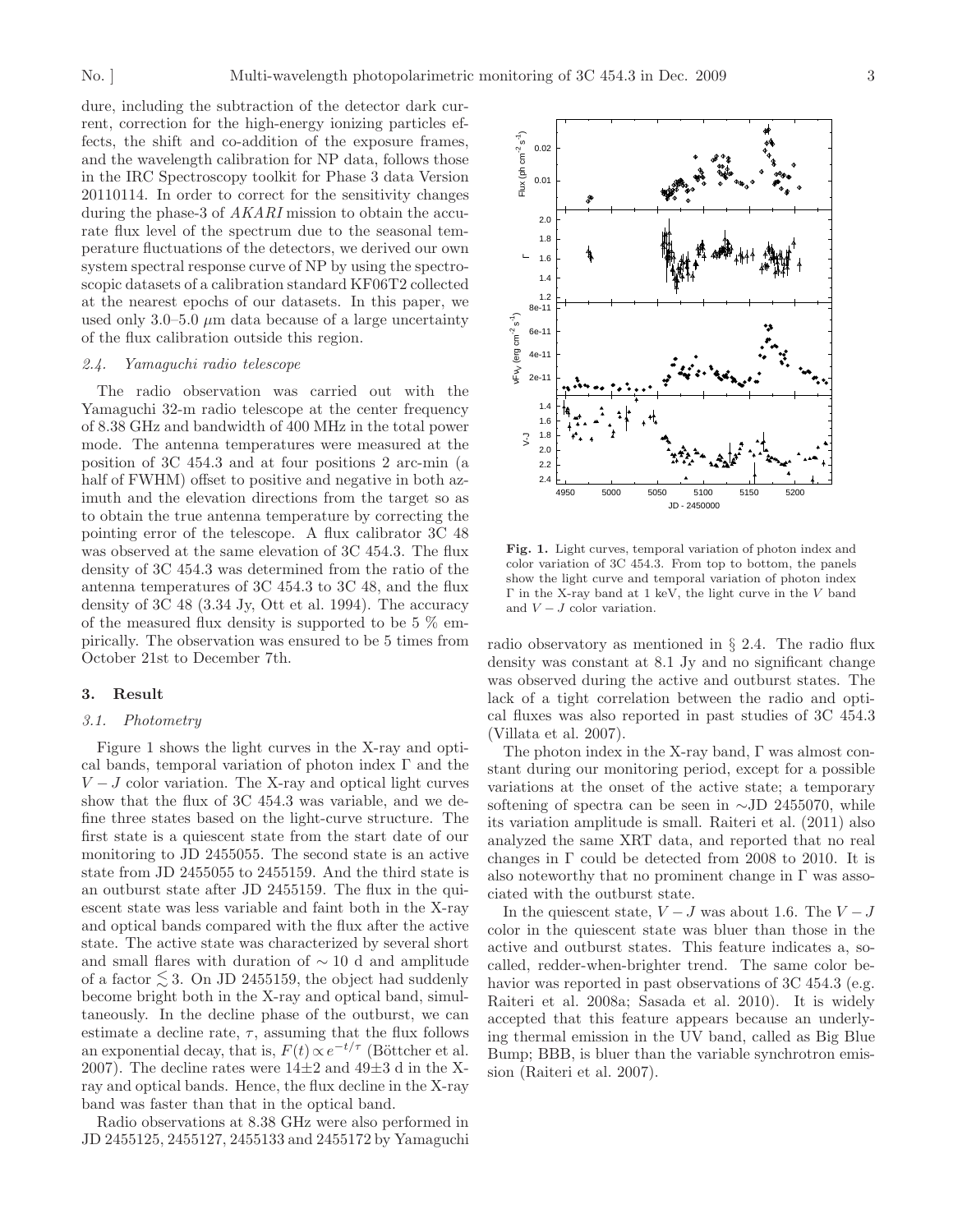dure, including the subtraction of the detector dark current, correction for the high-energy ionizing particles effects, the shift and co-addition of the exposure frames, and the wavelength calibration for NP data, follows those in the IRC Spectroscopy toolkit for Phase 3 data Version 20110114. In order to correct for the sensitivity changes during the phase-3 of *AKARI* mission to obtain the accurate flux level of the spectrum due to the seasonal temperature fluctuations of the detectors, we derived our own system spectral response curve of NP by using the spectroscopic datasets of a calibration standard KF06T2 collected at the nearest epochs of our datasets. In this paper, we used only 3.0–5.0 $\mu$m data because of a large uncertainty of the flux calibration outside this region.

### 2.4. Yamaguchi radio telescope

The radio observation was carried out with the Yamaguchi 32-m radio telescope at the center frequency of 8.38 GHz and bandwidth of 400 MHz in the total power mode. The antenna temperatures were measured at the position of 3C 454.3 and at four positions 2 arc-min (a half of FWHM) offset to positive and negative in both azimuth and the elevation directions from the target so as to obtain the true antenna temperature by correcting the pointing error of the telescope. A flux calibrator 3C 48 was observed at the same elevation of 3C 454.3. The flux density of 3C 454.3 was determined from the ratio of the antenna temperatures of 3C 454.3 to 3C 48, and the flux density of 3C 48 (3.34 Jy, Ott et al. 1994). The accuracy of the measured flux density is supported to be 5 % empirically. The observation was ensured to be 5 times from October 21st to December 7th.

## 3. Result

### 3.1. Photometry

Figure 1 shows the light curves in the X-ray and optical bands, temporal variation of photon index $\Gamma$ and the $V-J$ color variation. The X-ray and optical light curves show that the flux of 3C 454.3 was variable, and we define three states based on the light-curve structure. The first state is a quiescent state from the start date of our monitoring to JD 2455055. The second state is an active state from JD 2455055 to 2455159. And the third state is an outburst state after JD 2455159. The flux in the quiescent state was less variable and faint both in the X-ray and optical bands compared with the flux after the active state. The active state was characterized by several short and small flares with duration of $\sim 10$ d and amplitude of a factor $\lesssim 3$. On JD 2455159, the object had suddenly become bright both in the X-ray and optical band, simultaneously. In the decline phase of the outburst, we can estimate a decline rate, $\tau$, assuming that the flux follows an exponential decay, that is, $F(t) \propto e^{-t/\tau}$ (Böttcher et al. 2007). The decline rates were $14 \pm 2$ and $49 \pm 3$ d in the X-ray and optical bands. Hence, the flux decline in the X-ray band was faster than that in the optical band.

Radio observations at 8.38 GHz were also performed in JD 2455125, 2455127, 2455133 and 2455172 by Yamaguchi radio observatory as mentioned in § 2.4. The radio flux density was constant at 8.1 Jy and no significant change was observed during the active and outburst states. The lack of a tight correlation between the radio and optical fluxes was also reported in past studies of 3C 454.3 (Villata et al. 2007).

Flux (ph cm$^{-2}$ s$^{-1}$)
0.02
0.01
Γ
2.0
1.8
1.6
1.4
1.2
$\nu F_\nu$ (erg cm$^{-2}$ s$^{-1}$)
8e-11
6e-11
4e-11
2e-11
V-J
1.4
1.6
1.8
2.0
2.2
2.4
4950 5000 5050 5100 5150 5200
JD - 2450000

**Fig. 1.** Light curves, temporal variation of photon index and color variation of 3C 454.3. From top to bottom, the panels show the light curve and temporal variation of photon index $\Gamma$ in the X-ray band at 1 keV, the light curve in the $V$ band and $V-J$ color variation.

The photon index in the X-ray band, $\Gamma$ was almost constant during our monitoring period, except for a possible variations at the onset of the active state; a temporary softening of spectra can be seen in ∼JD 2455070, while its variation amplitude is small. Raiteri et al. (2011) also analyzed the same XRT data, and reported that no real changes in $\Gamma$ could be detected from 2008 to 2010. It is also noteworthy that no prominent change in $\Gamma$ was associated with the outburst state.

In the quiescent state, $V-J$ was about 1.6. The $V-J$ color in the quiescent state was bluer than those in the active and outburst states. This feature indicates a, so-called, redder-when-brighter trend. The same color behavior was reported in past observations of 3C 454.3 (e.g. Raiteri et al. 2008a; Sasada et al. 2010). It is widely accepted that this feature appears because an underlying thermal emission in the UV band, called as Big Blue Bump; BBB, is bluer than the variable synchrotron emission (Raiteri et al. 2007).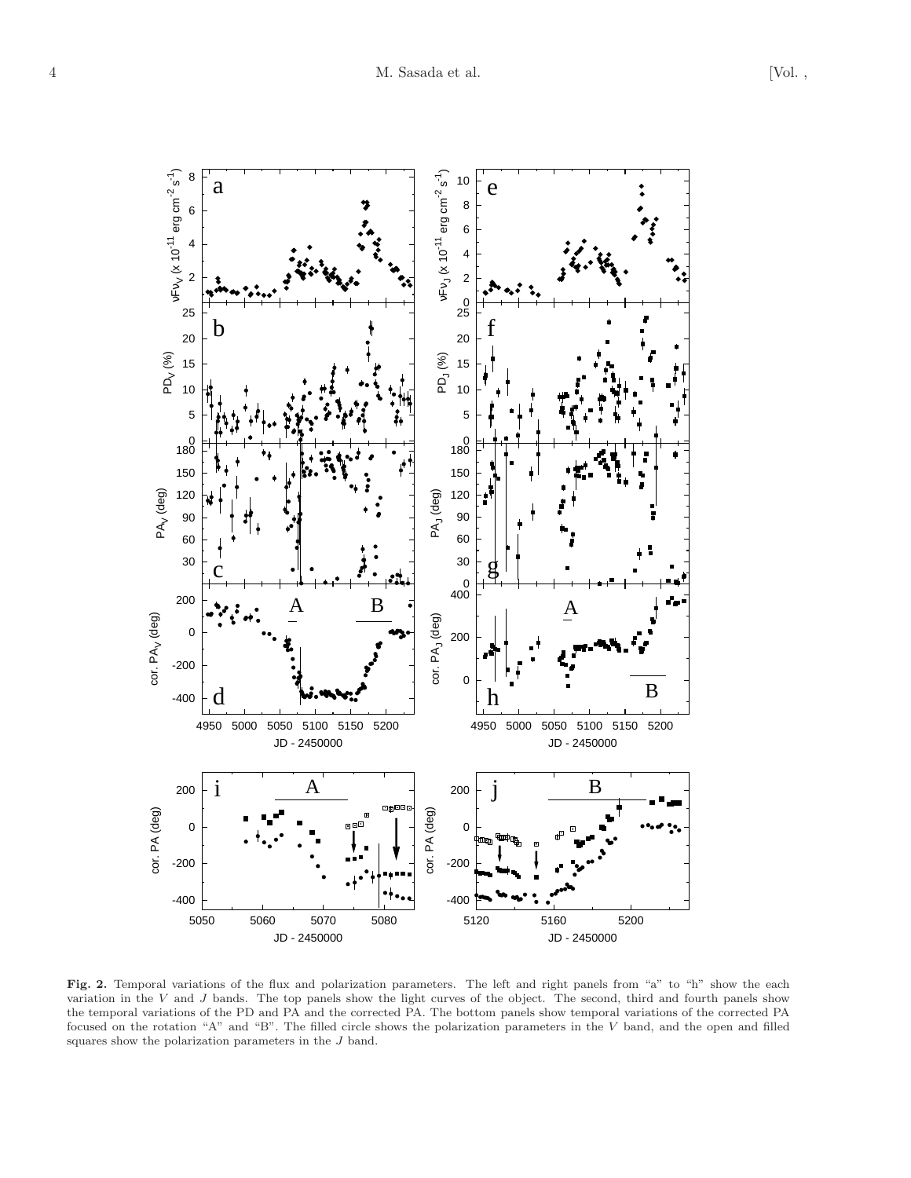a

$\nu F\nu_V$ (x $10^{-11}$ erg cm$^{-2}$ s$^{-1}$)

8
6
4
2

b

$PD_V$ (%)

25
20
15
10
5
0

c

$PA_V$ (deg)

180
150
120
90
60
30

d

cor. $PA_V$ (deg)

A
B

200
0
-200
-400

4950 5000 5050 5100 5150 5200

JD - 2450000

e

$\nu F\nu_J$ (x $10^{-11}$ erg cm$^{-2}$ s$^{-1}$)

10
8
6
4
2
0

f

$PD_J$ (%)

25
20
15
10
5
0

g

$PA_J$ (deg)

180
150
120
90
60
30
0

h

cor. $PA_J$ (deg)

A
B

400
200
0

4950 5000 5050 5100 5150 5200

JD - 2450000

i

A

cor. PA (deg)

200
0
-200
-400

5050 5060 5070 5080

JD - 2450000

j

B

cor. PA (deg)

200
0
-200
-400

5120 5160 5200

JD - 2450000

**Fig. 2.** Temporal variations of the flux and polarization parameters. The left and right panels from "a" to "h" show the each variation in the $V$ and $J$ bands. The top panels show the light curves of the object. The second, third and fourth panels show the temporal variations of the PD and PA and the corrected PA. The bottom panels show temporal variations of the corrected PA focused on the rotation "A" and "B". The filled circle shows the polarization parameters in the $V$ band, and the open and filled squares show the polarization parameters in the $J$ band.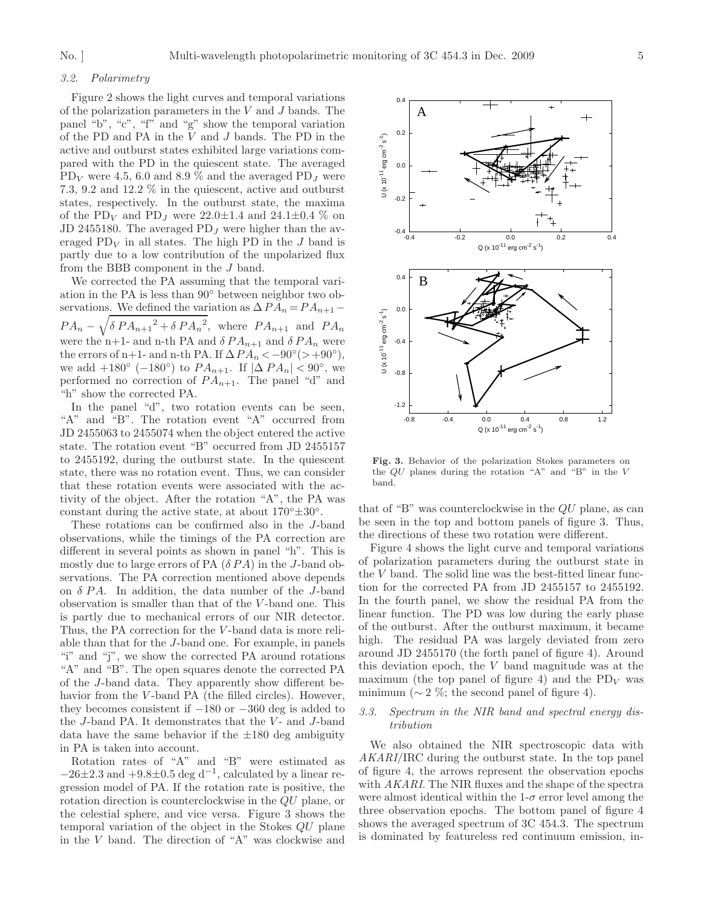### 3.2. Polarimetry

Figure 2 shows the light curves and temporal variations of the polarization parameters in the $V$ and $J$ bands. The panel "b", "c", "f" and "g" show the temporal variation of the PD and PA in the $V$ and $J$ bands. The PD in the active and outburst states exhibited large variations compared with the PD in the quiescent state. The averaged $\mathrm{PD}_V$ were 4.5, 6.0 and 8.9 % and the averaged $\mathrm{PD}_J$ were 7.3, 9.2 and 12.2 % in the quiescent, active and outburst states, respectively. In the outburst state, the maxima of the $\mathrm{PD}_V$ and $\mathrm{PD}_J$ were $22.0\pm1.4$ and $24.1\pm0.4$ % on JD 2455180. The averaged $\mathrm{PD}_J$ were higher than the averaged $\mathrm{PD}_V$ in all states. The high PD in the $J$ band is partly due to a low contribution of the unpolarized flux from the BBB component in the $J$ band.

We corrected the PA assuming that the temporal variation in the PA is less than 90° between neighbor two observations. We defined the variation as $\Delta PA_n = PA_{n+1} - PA_n - \sqrt{\delta PA_{n+1}{}^2 + \delta PA_n{}^2}$, where $PA_{n+1}$ and $PA_n$ were the n+1- and n-th PA and $\delta PA_{n+1}$ and $\delta PA_n$ were the errors of n+1- and n-th PA. If $\Delta PA_n < -90°(>+90°)$, we add $+180°$ ($-180°$) to $PA_{n+1}$. If $|\Delta PA_n| < 90°$, we performed no correction of $PA_{n+1}$. The panel "d" and "h" show the corrected PA.

In the panel "d", two rotation events can be seen, "A" and "B". The rotation event "A" occurred from JD 2455063 to 2455074 when the object entered the active state. The rotation event "B" occurred from JD 2455157 to 2455192, during the outburst state. In the quiescent state, there was no rotation event. Thus, we can consider that these rotation events were associated with the activity of the object. After the rotation "A", the PA was constant during the active state, at about $170°\pm30°$.

These rotations can be confirmed also in the $J$-band observations, while the timings of the PA correction are different in several points as shown in panel "h". This is mostly due to large errors of PA ($\delta PA$) in the $J$-band observations. The PA correction mentioned above depends on $\delta PA$. In addition, the data number of the $J$-band observation is smaller than that of the $V$-band one. This is partly due to mechanical errors of our NIR detector. Thus, the PA correction for the $V$-band data is more reliable than that for the $J$-band one. For example, in panels "i" and "j", we show the corrected PA around rotations "A" and "B". The open squares denote the corrected PA of the $J$-band data. They apparently show different behavior from the $V$-band PA (the filled circles). However, they becomes consistent if $-180$ or $-360$ deg is added to the $J$-band PA. It demonstrates that the $V$- and $J$-band data have the same behavior if the $\pm180$ deg ambiguity in PA is taken into account.

Rotation rates of "A" and "B" were estimated as $-26\pm2.3$ and $+9.8\pm0.5$ deg $\mathrm{d}^{-1}$, calculated by a linear regression model of PA. If the rotation rate is positive, the rotation direction is counterclockwise in the $QU$ plane, or the celestial sphere, and vice versa. Figure 3 shows the temporal variation of the object in the Stokes $QU$ plane in the $V$ band. The direction of "A" was clockwise and that of "B" was counterclockwise in the $QU$ plane, as can be seen in the top and bottom panels of figure 3. Thus, the directions of these two rotation were different.

A

U (x 10$^{-11}$ erg cm$^{-2}$ s$^{-1}$)

Q (x 10$^{-11}$ erg cm$^{-2}$ s$^{-1}$)

0.4
0.2
0.0
-0.2
-0.4

-0.4 -0.2 0.0 0.2 0.4

B

U (x 10$^{-11}$ erg cm$^{-2}$ s$^{-1}$)

Q (x 10$^{-11}$ erg cm$^{-2}$ s$^{-1}$)

0.4
0.0
-0.4
-0.8
-1.2

-0.8 -0.4 0.0 0.4 0.8 1.2

**Fig. 3.** Behavior of the polarization Stokes parameters on the $QU$ planes during the rotation "A" and "B" in the $V$ band.

Figure 4 shows the light curve and temporal variations of polarization parameters during the outburst state in the $V$ band. The solid line was the best-fitted linear function for the corrected PA from JD 2455157 to 2455192. In the fourth panel, we show the residual PA from the linear function. The PD was low during the early phase of the outburst. After the outburst maximum, it became high. The residual PA was largely deviated from zero around JD 2455170 (the forth panel of figure 4). Around this deviation epoch, the $V$ band magnitude was at the maximum (the top panel of figure 4) and the $\mathrm{PD}_V$ was minimum ($\sim 2$ %; the second panel of figure 4).

### 3.3. Spectrum in the NIR band and spectral energy distribution

We also obtained the NIR spectroscopic data with *AKARI*/IRC during the outburst state. In the top panel of figure 4, the arrows represent the observation epochs with *AKARI*. The NIR fluxes and the shape of the spectra were almost identical within the 1-$\sigma$ error level among the three observation epochs. The bottom panel of figure 4 shows the averaged spectrum of 3C 454.3. The spectrum is dominated by featureless red continuum emission, in-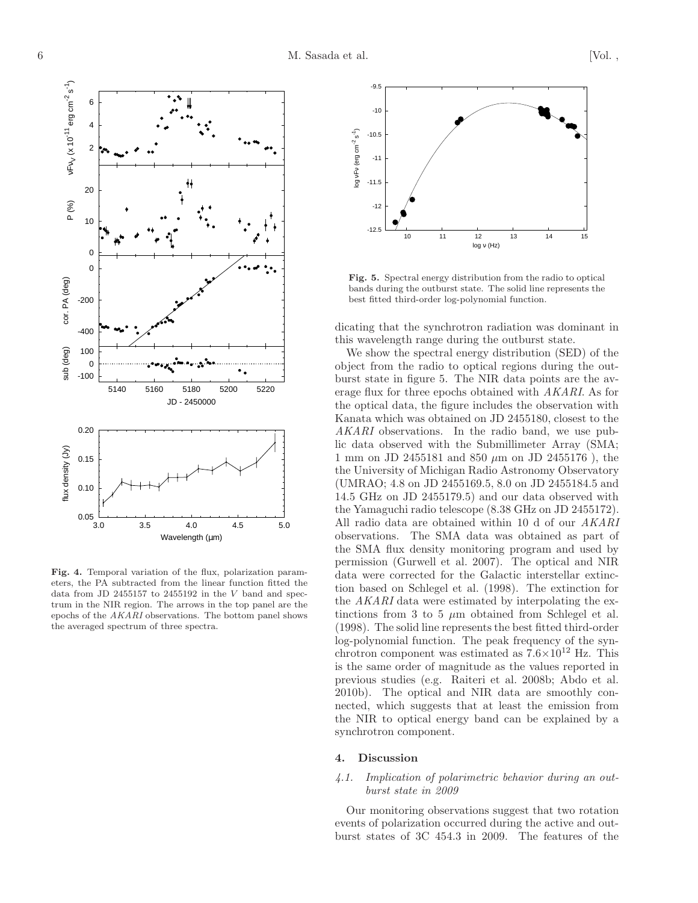$\nu F\nu_V$ ($\times 10^{-11}$ erg cm$^{-2}$ s$^{-1}$)

6

4

2

P (%)

20

10

0

cor. PA (deg)

0

-200

-400

sub (deg)

100

0

-100

5140 5160 5180 5200 5220

JD - 2450000

flux density (Jy)

0.20

0.15

0.10

0.05

3.0 3.5 4.0 4.5 5.0

Wavelength (μm)

**Fig. 4.** Temporal variation of the flux, polarization parameters, the PA subtracted from the linear function fitted the data from JD 2455157 to 2455192 in the $V$ band and spectrum in the NIR region. The arrows in the top panel are the epochs of the *AKARI* observations. The bottom panel shows the averaged spectrum of three spectra.

log $\nu F\nu$ (erg cm$^{-2}$ s$^{-1}$)

-9.5

-10

-10.5

-11

-11.5

-12

-12.5

10 11 12 13 14 15

log $\nu$ (Hz)

**Fig. 5.** Spectral energy distribution from the radio to optical bands during the outburst state. The solid line represents the best fitted third-order log-polynomial function.

dicating that the synchrotron radiation was dominant in this wavelength range during the outburst state.

We show the spectral energy distribution (SED) of the object from the radio to optical regions during the outburst state in figure 5. The NIR data points are the average flux for three epochs obtained with *AKARI*. As for the optical data, the figure includes the observation with Kanata which was obtained on JD 2455180, closest to the *AKARI* observations. In the radio band, we use public data observed with the Submillimeter Array (SMA; 1 mm on JD 2455181 and 850 $\mu$m on JD 2455176 ), the the University of Michigan Radio Astronomy Observatory (UMRAO; 4.8 on JD 2455169.5, 8.0 on JD 2455184.5 and 14.5 GHz on JD 2455179.5) and our data observed with the Yamaguchi radio telescope (8.38 GHz on JD 2455172). All radio data are obtained within 10 d of our *AKARI* observations. The SMA data was obtained as part of the SMA flux density monitoring program and used by permission (Gurwell et al. 2007). The optical and NIR data were corrected for the Galactic interstellar extinction based on Schlegel et al. (1998). The extinction for the *AKARI* data were estimated by interpolating the extinctions from 3 to 5 $\mu$m obtained from Schlegel et al. (1998). The solid line represents the best fitted third-order log-polynomial function. The peak frequency of the synchrotron component was estimated as $7.6\times10^{12}$ Hz. This is the same order of magnitude as the values reported in previous studies (e.g. Raiteri et al. 2008b; Abdo et al. 2010b). The optical and NIR data are smoothly connected, which suggests that at least the emission from the NIR to optical energy band can be explained by a synchrotron component.

## 4. Discussion

### *4.1. Implication of polarimetric behavior during an outburst state in 2009*

Our monitoring observations suggest that two rotation events of polarization occurred during the active and outburst states of 3C 454.3 in 2009. The features of the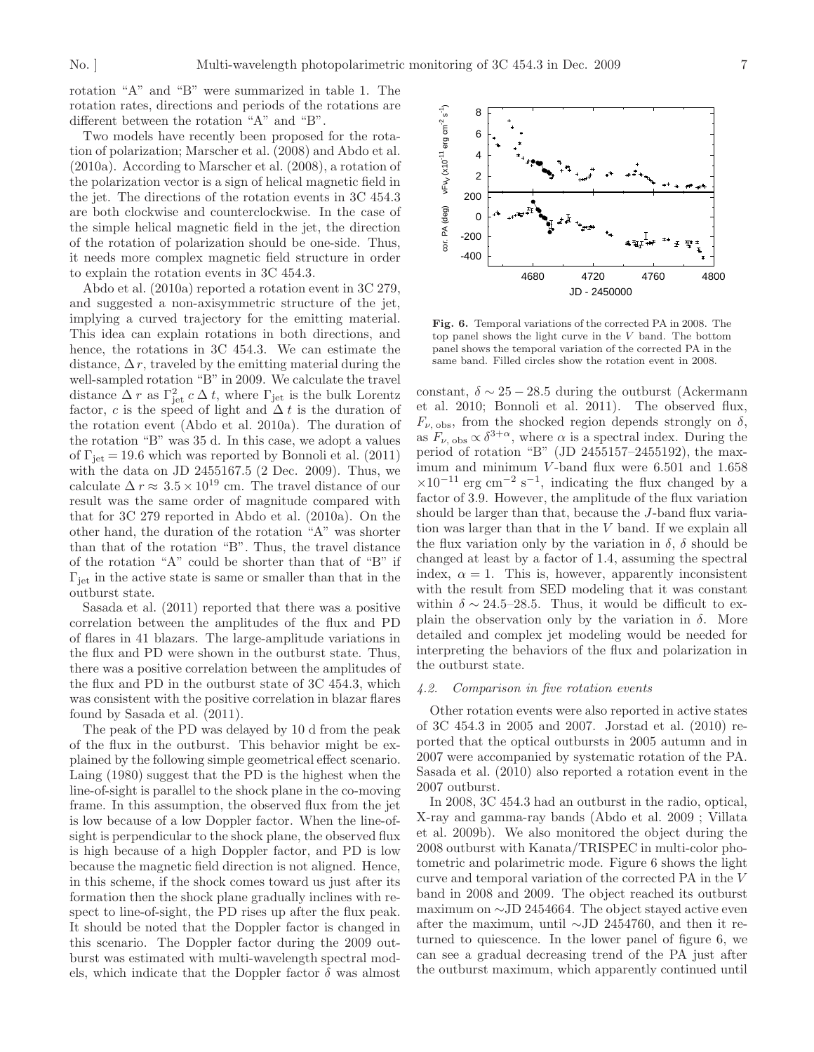rotation "A" and "B" were summarized in table 1. The rotation rates, directions and periods of the rotations are different between the rotation "A" and "B".

Two models have recently been proposed for the rotation of polarization; Marscher et al. (2008) and Abdo et al. (2010a). According to Marscher et al. (2008), a rotation of the polarization vector is a sign of helical magnetic field in the jet. The directions of the rotation events in 3C 454.3 are both clockwise and counterclockwise. In the case of the simple helical magnetic field in the jet, the direction of the rotation of polarization should be one-side. Thus, it needs more complex magnetic field structure in order to explain the rotation events in 3C 454.3.

Abdo et al. (2010a) reported a rotation event in 3C 279, and suggested a non-axisymmetric structure of the jet, implying a curved trajectory for the emitting material. This idea can explain rotations in both directions, and hence, the rotations in 3C 454.3. We can estimate the distance, $\Delta r$, traveled by the emitting material during the well-sampled rotation "B" in 2009. We calculate the travel distance $\Delta r$ as $\Gamma_{\rm jet}^2 \, c \, \Delta t$, where $\Gamma_{\rm jet}$ is the bulk Lorentz factor, $c$ is the speed of light and $\Delta t$ is the duration of the rotation event (Abdo et al. 2010a). The duration of the rotation "B" was 35 d. In this case, we adopt a values of $\Gamma_{\rm jet} = 19.6$ which was reported by Bonnoli et al. (2011) with the data on JD 2455167.5 (2 Dec. 2009). Thus, we calculate $\Delta r \approx 3.5 \times 10^{19}$ cm. The travel distance of our result was the same order of magnitude compared with that for 3C 279 reported in Abdo et al. (2010a). On the other hand, the duration of the rotation "A" was shorter than that of the rotation "B". Thus, the travel distance of the rotation "A" could be shorter than that of "B" if $\Gamma_{\rm jet}$ in the active state is same or smaller than that in the outburst state.

Sasada et al. (2011) reported that there was a positive correlation between the amplitudes of the flux and PD of flares in 41 blazars. The large-amplitude variations in the flux and PD were shown in the outburst state. Thus, there was a positive correlation between the amplitudes of the flux and PD in the outburst state of 3C 454.3, which was consistent with the positive correlation in blazar flares found by Sasada et al. (2011).

The peak of the PD was delayed by 10 d from the peak of the flux in the outburst. This behavior might be explained by the following simple geometrical effect scenario. Laing (1980) suggest that the PD is the highest when the line-of-sight is parallel to the shock plane in the co-moving frame. In this assumption, the observed flux from the jet is low because of a low Doppler factor. When the line-of-sight is perpendicular to the shock plane, the observed flux is high because of a high Doppler factor, and PD is low because the magnetic field direction is not aligned. Hence, in this scheme, if the shock comes toward us just after its formation then the shock plane gradually inclines with respect to line-of-sight, the PD rises up after the flux peak. It should be noted that the Doppler factor is changed in this scenario. The Doppler factor during the 2009 outburst was estimated with multi-wavelength spectral models, which indicate that the Doppler factor $\delta$ was almost constant, $\delta \sim 25 - 28.5$ during the outburst (Ackermann et al. 2010; Bonnoli et al. 2011). The observed flux, $F_{\nu,\,\rm obs}$, from the shocked region depends strongly on $\delta$, as $F_{\nu,\,\rm obs} \propto \delta^{3+\alpha}$, where $\alpha$ is a spectral index. During the period of rotation "B" (JD 2455157–2455192), the maximum and minimum $V$-band flux were 6.501 and 1.658 $\times 10^{-11}$ erg cm$^{-2}$ s$^{-1}$, indicating the flux changed by a factor of 3.9. However, the amplitude of the flux variation should be larger than that, because the $J$-band flux variation was larger than that in the $V$ band. If we explain all the flux variation only by the variation in $\delta$, $\delta$ should be changed at least by a factor of 1.4, assuming the spectral index, $\alpha = 1$. This is, however, apparently inconsistent with the result from SED modeling that it was constant within $\delta \sim 24.5$–28.5. Thus, it would be difficult to explain the observation only by the variation in $\delta$. More detailed and complex jet modeling would be needed for interpreting the behaviors of the flux and polarization in the outburst state.

### *4.2. Comparison in five rotation events*

Other rotation events were also reported in active states of 3C 454.3 in 2005 and 2007. Jorstad et al. (2010) reported that the optical outbursts in 2005 autumn and in 2007 were accompanied by systematic rotation of the PA. Sasada et al. (2010) also reported a rotation event in the 2007 outburst.

In 2008, 3C 454.3 had an outburst in the radio, optical, X-ray and gamma-ray bands (Abdo et al. 2009 ; Villata et al. 2009b). We also monitored the object during the 2008 outburst with Kanata/TRISPEC in multi-color photometric and polarimetric mode. Figure 6 shows the light curve and temporal variation of the corrected PA in the $V$ band in 2008 and 2009. The object reached its outburst maximum on ∼JD 2454664. The object stayed active even after the maximum, until ∼JD 2454760, and then it returned to quiescence. In the lower panel of figure 6, we can see a gradual decreasing trend of the PA just after the outburst maximum, which apparently continued until

νFν (x10^-11 erg cm^-2 s^-1)
8
6
4
2
cor. PA (deg)
200
0
-200
-400
4680 4720 4760 4800
JD - 2450000

**Fig. 6.** Temporal variations of the corrected PA in 2008. The top panel shows the light curve in the $V$ band. The bottom panel shows the temporal variation of the corrected PA in the same band. Filled circles show the rotation event in 2008.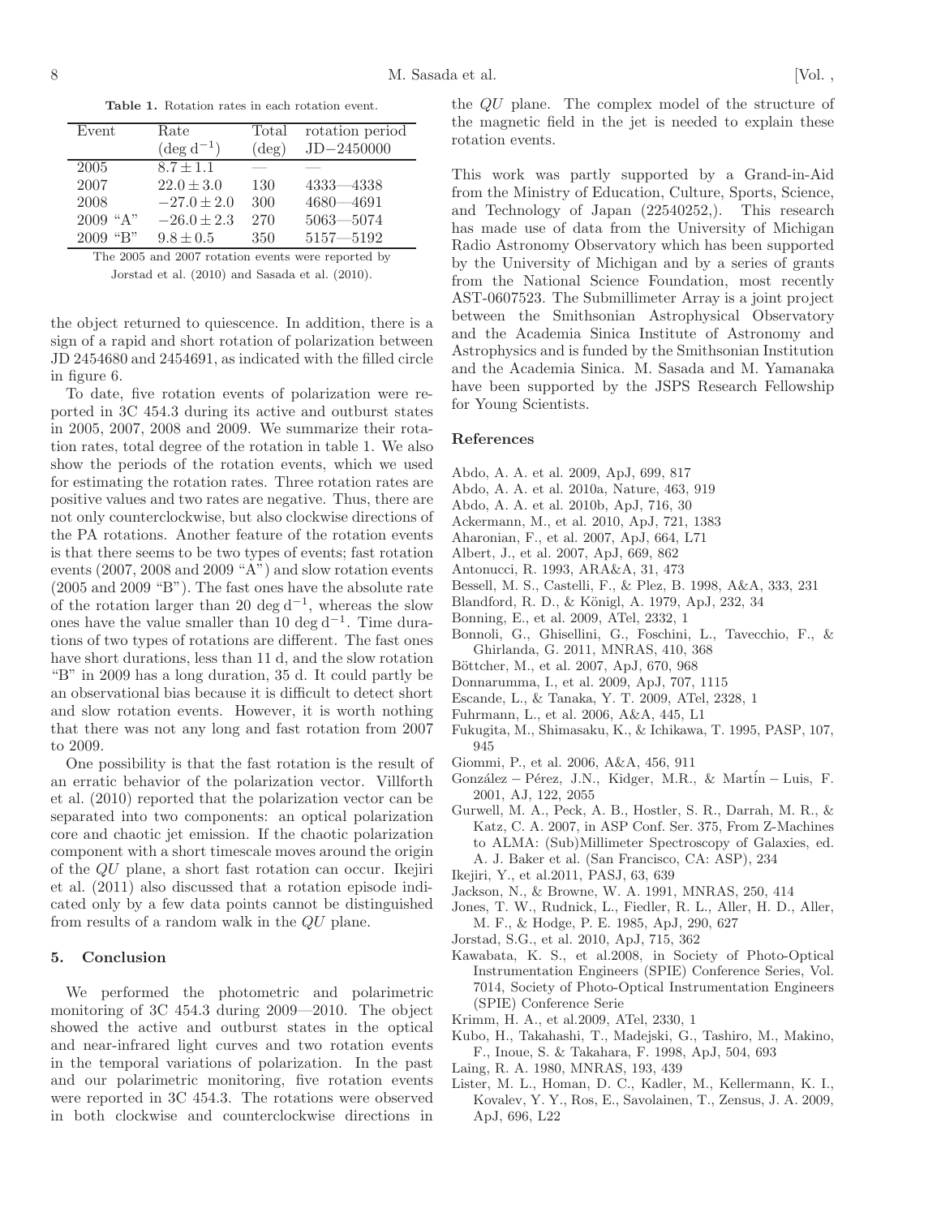**Table 1.** Rotation rates in each rotation event.

| Event | Rate ($\deg\,\mathrm{d}^{-1}$) | Total (deg) | rotation period JD−2450000 |
|---|---|---|---|
| 2005 | $8.7 \pm 1.1$ | — | — |
| 2007 | $22.0 \pm 3.0$ | 130 | 4333—4338 |
| 2008 | $-27.0 \pm 2.0$ | 300 | 4680—4691 |
| 2009 "A" | $-26.0 \pm 2.3$ | 270 | 5063—5074 |
| 2009 "B" | $9.8 \pm 0.5$ | 350 | 5157—5192 |

The 2005 and 2007 rotation events were reported by Jorstad et al. (2010) and Sasada et al. (2010).

the object returned to quiescence. In addition, there is a sign of a rapid and short rotation of polarization between JD 2454680 and 2454691, as indicated with the filled circle in figure 6.

To date, five rotation events of polarization were reported in 3C 454.3 during its active and outburst states in 2005, 2007, 2008 and 2009. We summarize their rotation rates, total degree of the rotation in table 1. We also show the periods of the rotation events, which we used for estimating the rotation rates. Three rotation rates are positive values and two rates are negative. Thus, there are not only counterclockwise, but also clockwise directions of the PA rotations. Another feature of the rotation events is that there seems to be two types of events; fast rotation events (2007, 2008 and 2009 "A") and slow rotation events (2005 and 2009 "B"). The fast ones have the absolute rate of the rotation larger than 20 $\deg\,\mathrm{d}^{-1}$, whereas the slow ones have the value smaller than 10 $\deg\,\mathrm{d}^{-1}$. Time durations of two types of rotations are different. The fast ones have short durations, less than 11 d, and the slow rotation "B" in 2009 has a long duration, 35 d. It could partly be an observational bias because it is difficult to detect short and slow rotation events. However, it is worth nothing that there was not any long and fast rotation from 2007 to 2009.

One possibility is that the fast rotation is the result of an erratic behavior of the polarization vector. Villforth et al. (2010) reported that the polarization vector can be separated into two components: an optical polarization core and chaotic jet emission. If the chaotic polarization component with a short timescale moves around the origin of the $QU$ plane, a short fast rotation can occur. Ikejiri et al. (2011) also discussed that a rotation episode indicated only by a few data points cannot be distinguished from results of a random walk in the $QU$ plane.

## 5. Conclusion

We performed the photometric and polarimetric monitoring of 3C 454.3 during 2009—2010. The object showed the active and outburst states in the optical and near-infrared light curves and two rotation events in the temporal variations of polarization. In the past and our polarimetric monitoring, five rotation events were reported in 3C 454.3. The rotations were observed in both clockwise and counterclockwise directions in the $QU$ plane. The complex model of the structure of the magnetic field in the jet is needed to explain these rotation events.

This work was partly supported by a Grand-in-Aid from the Ministry of Education, Culture, Sports, Science, and Technology of Japan (22540252,). This research has made use of data from the University of Michigan Radio Astronomy Observatory which has been supported by the University of Michigan and by a series of grants from the National Science Foundation, most recently AST-0607523. The Submillimeter Array is a joint project between the Smithsonian Astrophysical Observatory and the Academia Sinica Institute of Astronomy and Astrophysics and is funded by the Smithsonian Institution and the Academia Sinica. M. Sasada and M. Yamanaka have been supported by the JSPS Research Fellowship for Young Scientists.

## References

Abdo, A. A. et al. 2009, ApJ, 699, 817

Abdo, A. A. et al. 2010a, Nature, 463, 919

Abdo, A. A. et al. 2010b, ApJ, 716, 30

Ackermann, M., et al. 2010, ApJ, 721, 1383

Aharonian, F., et al. 2007, ApJ, 664, L71

Albert, J., et al. 2007, ApJ, 669, 862

Antonucci, R. 1993, ARA&A, 31, 473

Bessell, M. S., Castelli, F., & Plez, B. 1998, A&A, 333, 231

Blandford, R. D., & Königl, A. 1979, ApJ, 232, 34

Bonning, E., et al. 2009, ATel, 2332, 1

Bonnoli, G., Ghisellini, G., Foschini, L., Tavecchio, F., & Ghirlanda, G. 2011, MNRAS, 410, 368

Böttcher, M., et al. 2007, ApJ, 670, 968

Donnarumma, I., et al. 2009, ApJ, 707, 1115

Escande, L., & Tanaka, Y. T. 2009, ATel, 2328, 1

Fuhrmann, L., et al. 2006, A&A, 445, L1

Fukugita, M., Shimasaku, K., & Ichikawa, T. 1995, PASP, 107, 945

Giommi, P., et al. 2006, A&A, 456, 911

González − Pérez, J.N., Kidger, M.R., & Martín − Luis, F. 2001, AJ, 122, 2055

Gurwell, M. A., Peck, A. B., Hostler, S. R., Darrah, M. R., & Katz, C. A. 2007, in ASP Conf. Ser. 375, From Z-Machines to ALMA: (Sub)Millimeter Spectroscopy of Galaxies, ed. A. J. Baker et al. (San Francisco, CA: ASP), 234

Ikejiri, Y., et al.2011, PASJ, 63, 639

Jackson, N., & Browne, W. A. 1991, MNRAS, 250, 414

Jones, T. W., Rudnick, L., Fiedler, R. L., Aller, H. D., Aller, M. F., & Hodge, P. E. 1985, ApJ, 290, 627

Jorstad, S.G., et al. 2010, ApJ, 715, 362

Kawabata, K. S., et al.2008, in Society of Photo-Optical Instrumentation Engineers (SPIE) Conference Series, Vol. 7014, Society of Photo-Optical Instrumentation Engineers (SPIE) Conference Serie

Krimm, H. A., et al.2009, ATel, 2330, 1

Kubo, H., Takahashi, T., Madejski, G., Tashiro, M., Makino, F., Inoue, S. & Takahara, F. 1998, ApJ, 504, 693

Laing, R. A. 1980, MNRAS, 193, 439

Lister, M. L., Homan, D. C., Kadler, M., Kellermann, K. I., Kovalev, Y. Y., Ros, E., Savolainen, T., Zensus, J. A. 2009, ApJ, 696, L22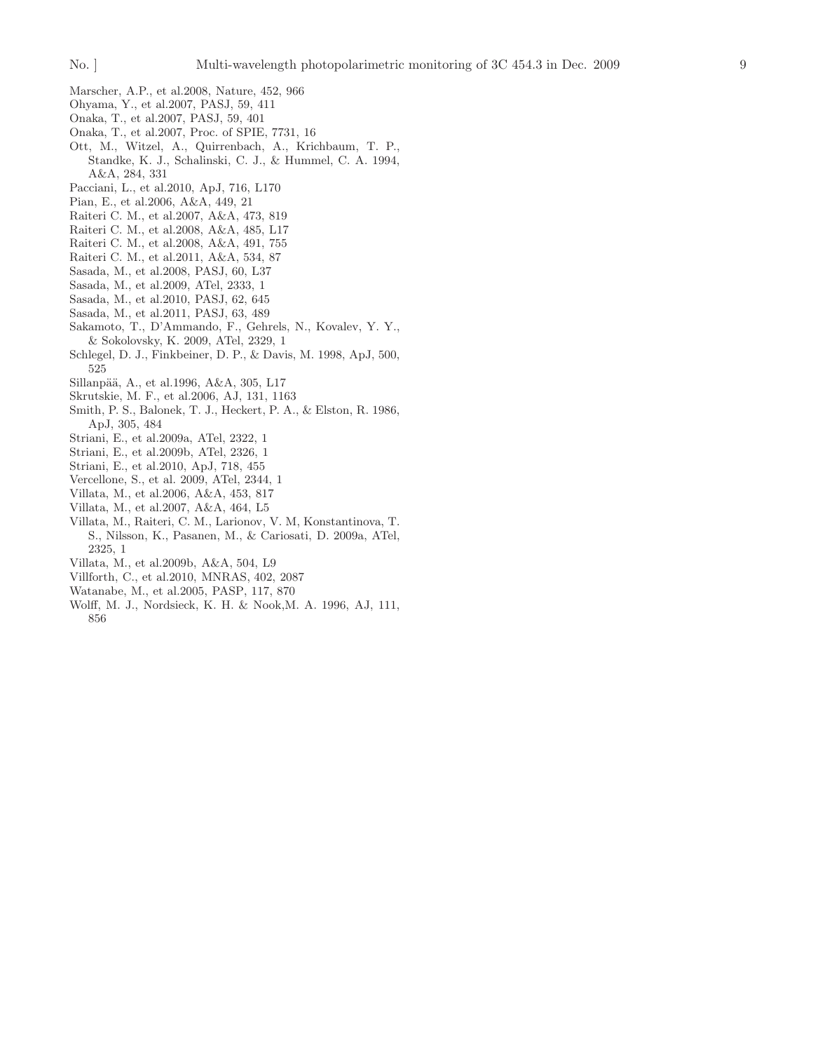Marscher, A.P., et al.2008, Nature, 452, 966
Ohyama, Y., et al.2007, PASJ, 59, 411
Onaka, T., et al.2007, PASJ, 59, 401
Onaka, T., et al.2007, Proc. of SPIE, 7731, 16
Ott, M., Witzel, A., Quirrenbach, A., Krichbaum, T. P., Standke, K. J., Schalinski, C. J., & Hummel, C. A. 1994, A&A, 284, 331
Pacciani, L., et al.2010, ApJ, 716, L170
Pian, E., et al.2006, A&A, 449, 21
Raiteri C. M., et al.2007, A&A, 473, 819
Raiteri C. M., et al.2008, A&A, 485, L17
Raiteri C. M., et al.2008, A&A, 491, 755
Raiteri C. M., et al.2011, A&A, 534, 87
Sasada, M., et al.2008, PASJ, 60, L37
Sasada, M., et al.2009, ATel, 2333, 1
Sasada, M., et al.2010, PASJ, 62, 645
Sasada, M., et al.2011, PASJ, 63, 489
Sakamoto, T., D'Ammando, F., Gehrels, N., Kovalev, Y. Y., & Sokolovsky, K. 2009, ATel, 2329, 1
Schlegel, D. J., Finkbeiner, D. P., & Davis, M. 1998, ApJ, 500, 525
Sillanpää, A., et al.1996, A&A, 305, L17
Skrutskie, M. F., et al.2006, AJ, 131, 1163
Smith, P. S., Balonek, T. J., Heckert, P. A., & Elston, R. 1986, ApJ, 305, 484
Striani, E., et al.2009a, ATel, 2322, 1
Striani, E., et al.2009b, ATel, 2326, 1
Striani, E., et al.2010, ApJ, 718, 455
Vercellone, S., et al. 2009, ATel, 2344, 1
Villata, M., et al.2006, A&A, 453, 817
Villata, M., et al.2007, A&A, 464, L5
Villata, M., Raiteri, C. M., Larionov, V. M, Konstantinova, T. S., Nilsson, K., Pasanen, M., & Cariosati, D. 2009a, ATel, 2325, 1
Villata, M., et al.2009b, A&A, 504, L9
Villforth, C., et al.2010, MNRAS, 402, 2087
Watanabe, M., et al.2005, PASP, 117, 870
Wolff, M. J., Nordsieck, K. H. & Nook,M. A. 1996, AJ, 111, 856